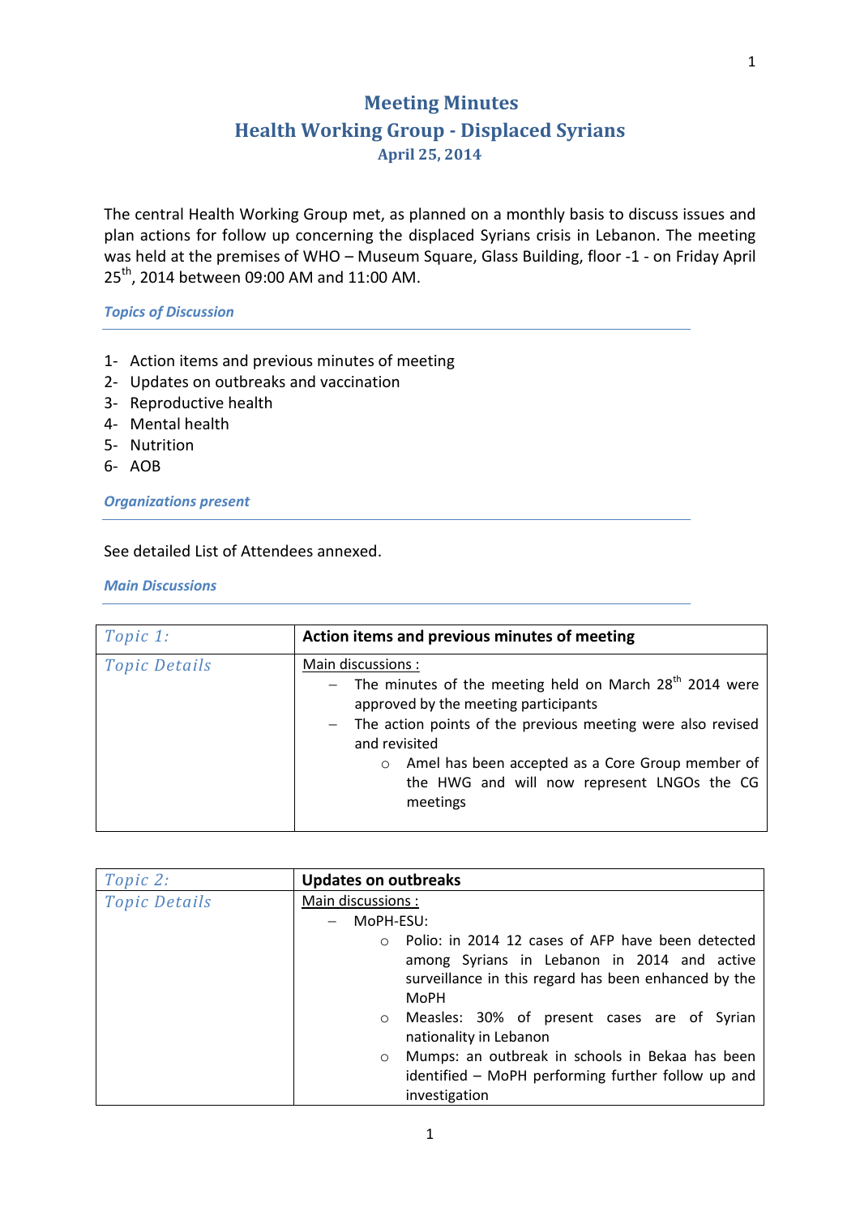# Meeting Minutes
## Health Working Group - Displaced Syrians
### April 25, 2014

The central Health Working Group met, as planned on a monthly basis to discuss issues and plan actions for follow up concerning the displaced Syrians crisis in Lebanon. The meeting was held at the premises of WHO – Museum Square, Glass Building, floor -1 - on Friday April 25th, 2014 between 09:00 AM and 11:00 AM.

***Topics of Discussion***

1- Action items and previous minutes of meeting
2- Updates on outbreaks and vaccination
3- Reproductive health
4- Mental health
5- Nutrition
6- AOB

***Organizations present***

See detailed List of Attendees annexed.

***Main Discussions***

| *Topic 1:* | **Action items and previous minutes of meeting** |
|---|---|
| *Topic Details* | Main discussions :<br>– The minutes of the meeting held on March 28th 2014 were approved by the meeting participants<br>– The action points of the previous meeting were also revised and revisited<br>  ○ Amel has been accepted as a Core Group member of the HWG and will now represent LNGOs the CG meetings |

| *Topic 2:* | **Updates on outbreaks** |
|---|---|
| *Topic Details* | Main discussions :<br>– MoPH-ESU:<br>  ○ Polio: in 2014 12 cases of AFP have been detected among Syrians in Lebanon in 2014 and active surveillance in this regard has been enhanced by the MoPH<br>  ○ Measles: 30% of present cases are of Syrian nationality in Lebanon<br>  ○ Mumps: an outbreak in schools in Bekaa has been identified – MoPH performing further follow up and investigation |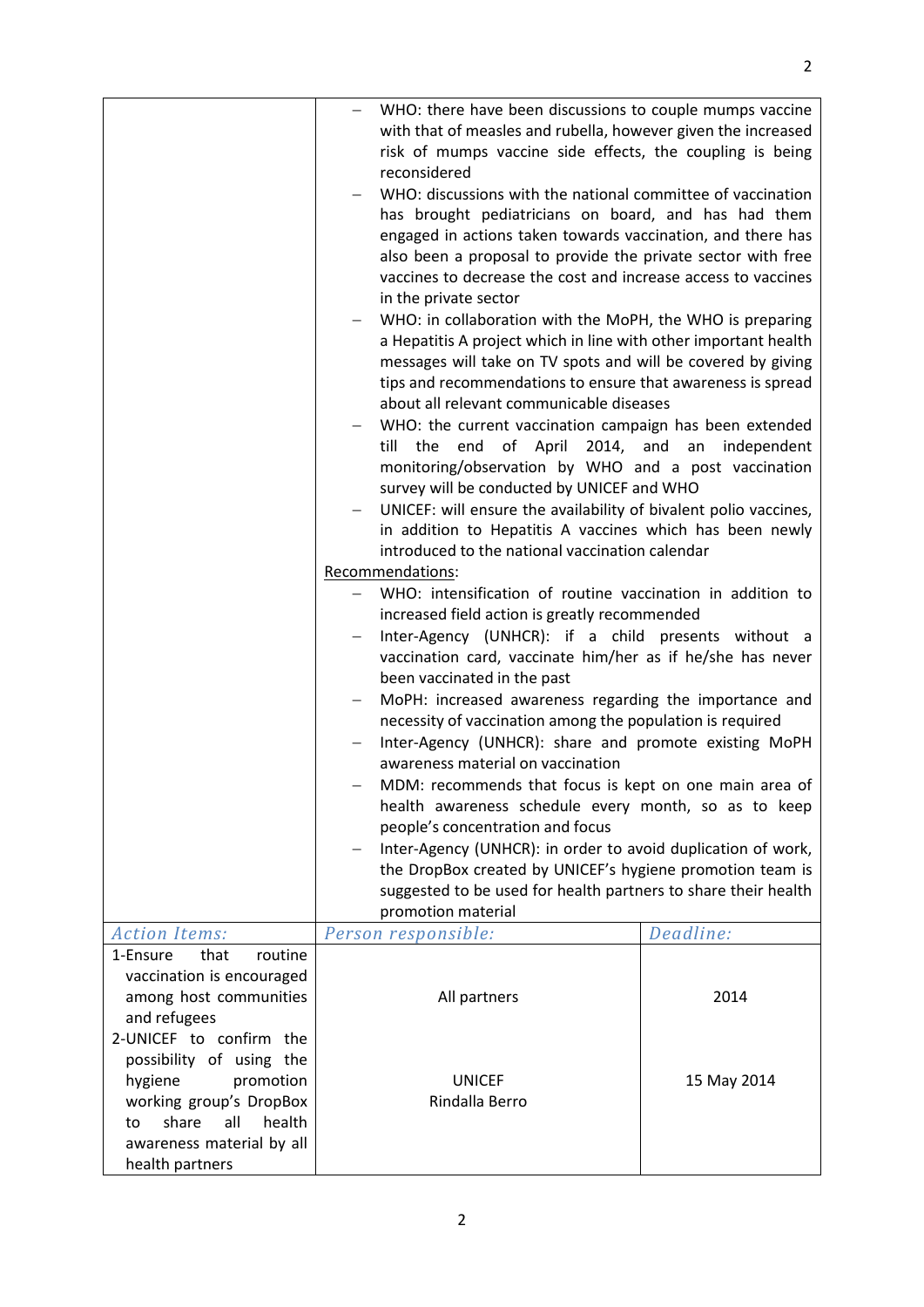| | | |
|---|---|---|
| | – WHO: there have been discussions to couple mumps vaccine with that of measles and rubella, however given the increased risk of mumps vaccine side effects, the coupling is being reconsidered<br>– WHO: discussions with the national committee of vaccination has brought pediatricians on board, and has had them engaged in actions taken towards vaccination, and there has also been a proposal to provide the private sector with free vaccines to decrease the cost and increase access to vaccines in the private sector<br>– WHO: in collaboration with the MoPH, the WHO is preparing a Hepatitis A project which in line with other important health messages will take on TV spots and will be covered by giving tips and recommendations to ensure that awareness is spread about all relevant communicable diseases<br>– WHO: the current vaccination campaign has been extended till the end of April 2014, and an independent monitoring/observation by WHO and a post vaccination survey will be conducted by UNICEF and WHO<br>– UNICEF: will ensure the availability of bivalent polio vaccines, in addition to Hepatitis A vaccines which has been newly introduced to the national vaccination calendar<br>Recommendations:<br>– WHO: intensification of routine vaccination in addition to increased field action is greatly recommended<br>– Inter-Agency (UNHCR): if a child presents without a vaccination card, vaccinate him/her as if he/she has never been vaccinated in the past<br>– MoPH: increased awareness regarding the importance and necessity of vaccination among the population is required<br>– Inter-Agency (UNHCR): share and promote existing MoPH awareness material on vaccination<br>– MDM: recommends that focus is kept on one main area of health awareness schedule every month, so as to keep people's concentration and focus<br>– Inter-Agency (UNHCR): in order to avoid duplication of work, the DropBox created by UNICEF's hygiene promotion team is suggested to be used for health partners to share their health promotion material | |
| *Action Items:* | *Person responsible:* | *Deadline:* |
| 1-Ensure that routine vaccination is encouraged among host communities and refugees | All partners | 2014 |
| 2-UNICEF to confirm the possibility of using the hygiene promotion working group's DropBox to share all health awareness material by all health partners | UNICEF<br>Rindalla Berro | 15 May 2014 |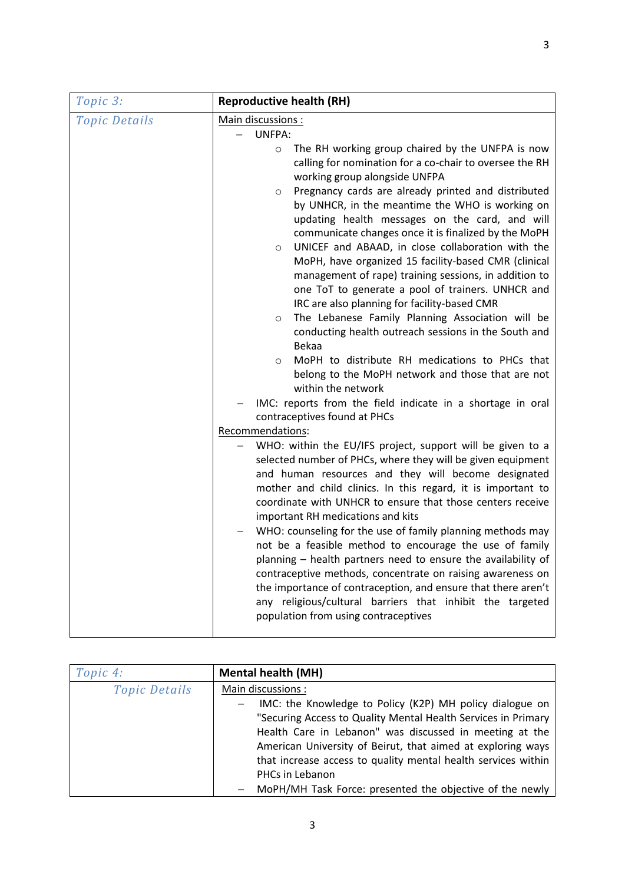| Topic 3: | Reproductive health (RH) |
|---|---|
| Topic Details | Main discussions :<br>– UNFPA:<br>&nbsp;&nbsp;&nbsp;&nbsp;○ The RH working group chaired by the UNFPA is now calling for nomination for a co-chair to oversee the RH working group alongside UNFPA<br>&nbsp;&nbsp;&nbsp;&nbsp;○ Pregnancy cards are already printed and distributed by UNHCR, in the meantime the WHO is working on updating health messages on the card, and will communicate changes once it is finalized by the MoPH<br>&nbsp;&nbsp;&nbsp;&nbsp;○ UNICEF and ABAAD, in close collaboration with the MoPH, have organized 15 facility-based CMR (clinical management of rape) training sessions, in addition to one ToT to generate a pool of trainers. UNHCR and IRC are also planning for facility-based CMR<br>&nbsp;&nbsp;&nbsp;&nbsp;○ The Lebanese Family Planning Association will be conducting health outreach sessions in the South and Bekaa<br>&nbsp;&nbsp;&nbsp;&nbsp;○ MoPH to distribute RH medications to PHCs that belong to the MoPH network and those that are not within the network<br>– IMC: reports from the field indicate in a shortage in oral contraceptives found at PHCs<br>Recommendations:<br>– WHO: within the EU/IFS project, support will be given to a selected number of PHCs, where they will be given equipment and human resources and they will become designated mother and child clinics. In this regard, it is important to coordinate with UNHCR to ensure that those centers receive important RH medications and kits<br>– WHO: counseling for the use of family planning methods may not be a feasible method to encourage the use of family planning – health partners need to ensure the availability of contraceptive methods, concentrate on raising awareness on the importance of contraception, and ensure that there aren't any religious/cultural barriers that inhibit the targeted population from using contraceptives |

| Topic 4: | Mental health (MH) |
|---|---|
| Topic Details | Main discussions :<br>– IMC: the Knowledge to Policy (K2P) MH policy dialogue on "Securing Access to Quality Mental Health Services in Primary Health Care in Lebanon" was discussed in meeting at the American University of Beirut, that aimed at exploring ways that increase access to quality mental health services within PHCs in Lebanon<br>– MoPH/MH Task Force: presented the objective of the newly |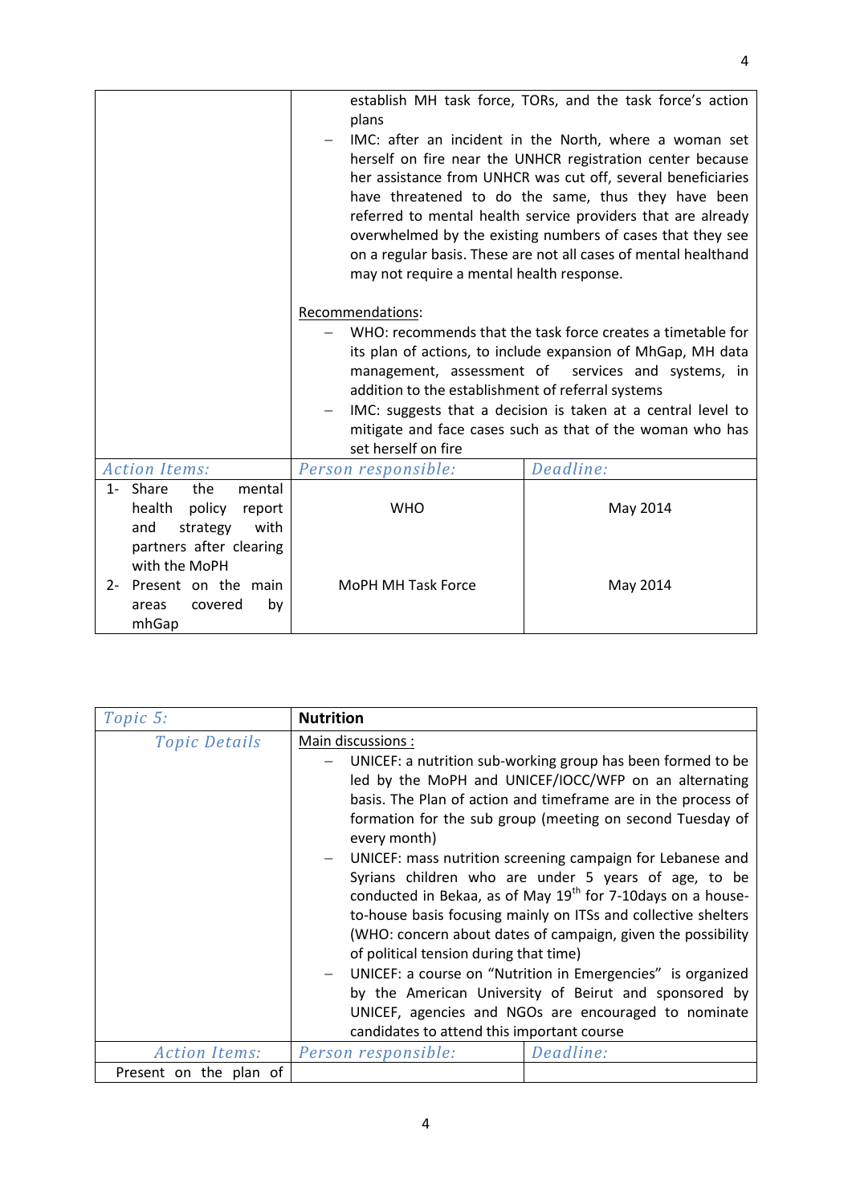| | | |
|---|---|---|
| | establish MH task force, TORs, and the task force's action plans<br>– IMC: after an incident in the North, where a woman set herself on fire near the UNHCR registration center because her assistance from UNHCR was cut off, several beneficiaries have threatened to do the same, thus they have been referred to mental health service providers that are already overwhelmed by the existing numbers of cases that they see on a regular basis. These are not all cases of mental healthand may not require a mental health response.<br><br>Recommendations:<br>– WHO: recommends that the task force creates a timetable for its plan of actions, to include expansion of MhGap, MH data management, assessment of services and systems, in addition to the establishment of referral systems<br>– IMC: suggests that a decision is taken at a central level to mitigate and face cases such as that of the woman who has set herself on fire | |
| *Action Items:* | *Person responsible:* | *Deadline:* |
| 1- Share the mental health policy report and strategy with partners after clearing with the MoPH | WHO | May 2014 |
| 2- Present on the main areas covered by mhGap | MoPH MH Task Force | May 2014 |

| | | |
|---|---|---|
| *Topic 5:* | **Nutrition** | |
| *Topic Details* | Main discussions :<br>– UNICEF: a nutrition sub-working group has been formed to be led by the MoPH and UNICEF/IOCC/WFP on an alternating basis. The Plan of action and timeframe are in the process of formation for the sub group (meeting on second Tuesday of every month)<br>– UNICEF: mass nutrition screening campaign for Lebanese and Syrians children who are under 5 years of age, to be conducted in Bekaa, as of May 19th for 7-10days on a house-to-house basis focusing mainly on ITSs and collective shelters (WHO: concern about dates of campaign, given the possibility of political tension during that time)<br>– UNICEF: a course on "Nutrition in Emergencies" is organized by the American University of Beirut and sponsored by UNICEF, agencies and NGOs are encouraged to nominate candidates to attend this important course | |
| *Action Items:* | *Person responsible:* | *Deadline:* |
| Present on the plan of | | |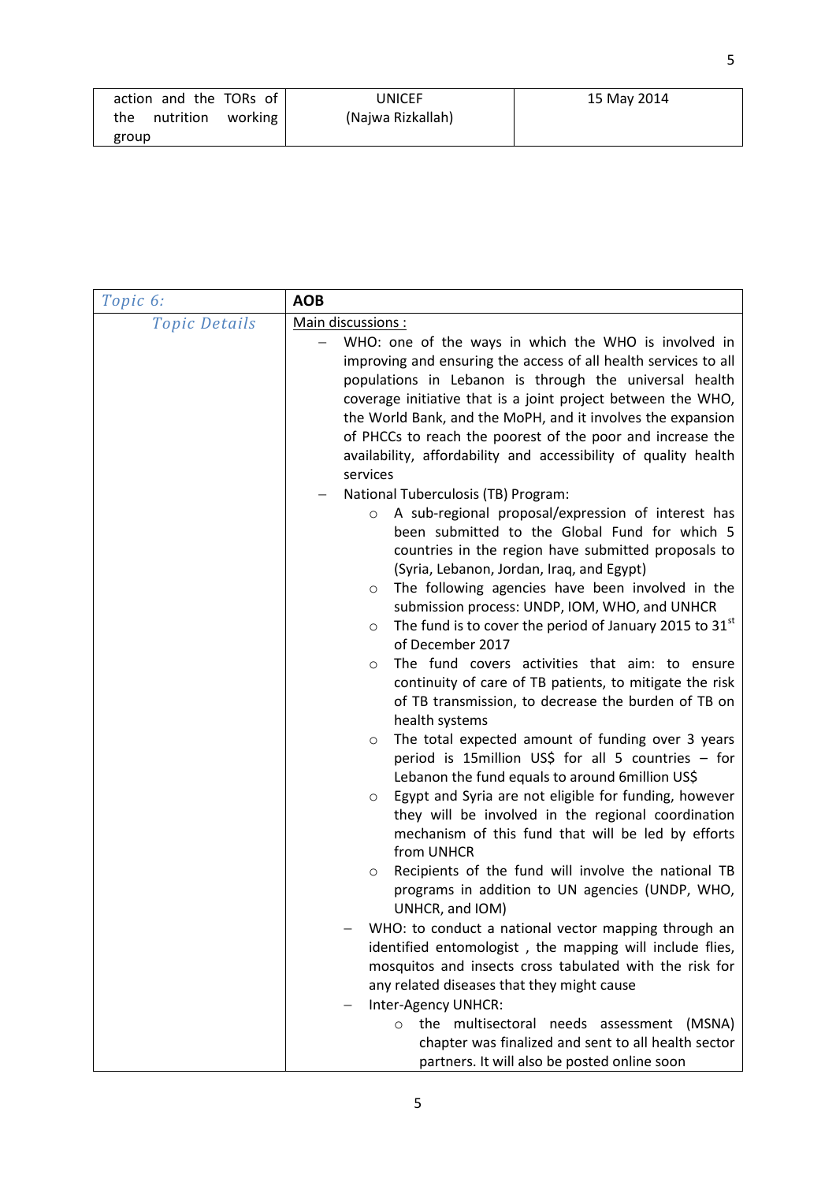| | | |
|---|---|---|
| action and the TORs of the nutrition working group | UNICEF (Najwa Rizkallah) | 15 May 2014 |

| *Topic 6:* | **AOB** |
|---|---|
| *Topic Details* | Main discussions :<br>– WHO: one of the ways in which the WHO is involved in improving and ensuring the access of all health services to all populations in Lebanon is through the universal health coverage initiative that is a joint project between the WHO, the World Bank, and the MoPH, and it involves the expansion of PHCCs to reach the poorest of the poor and increase the availability, affordability and accessibility of quality health services<br>– National Tuberculosis (TB) Program:<br>○ A sub-regional proposal/expression of interest has been submitted to the Global Fund for which 5 countries in the region have submitted proposals to (Syria, Lebanon, Jordan, Iraq, and Egypt)<br>○ The following agencies have been involved in the submission process: UNDP, IOM, WHO, and UNHCR<br>○ The fund is to cover the period of January 2015 to 31st of December 2017<br>○ The fund covers activities that aim: to ensure continuity of care of TB patients, to mitigate the risk of TB transmission, to decrease the burden of TB on health systems<br>○ The total expected amount of funding over 3 years period is 15million US$ for all 5 countries – for Lebanon the fund equals to around 6million US$<br>○ Egypt and Syria are not eligible for funding, however they will be involved in the regional coordination mechanism of this fund that will be led by efforts from UNHCR<br>○ Recipients of the fund will involve the national TB programs in addition to UN agencies (UNDP, WHO, UNHCR, and IOM)<br>– WHO: to conduct a national vector mapping through an identified entomologist , the mapping will include flies, mosquitos and insects cross tabulated with the risk for any related diseases that they might cause<br>– Inter-Agency UNHCR:<br>○ the multisectoral needs assessment (MSNA) chapter was finalized and sent to all health sector partners. It will also be posted online soon |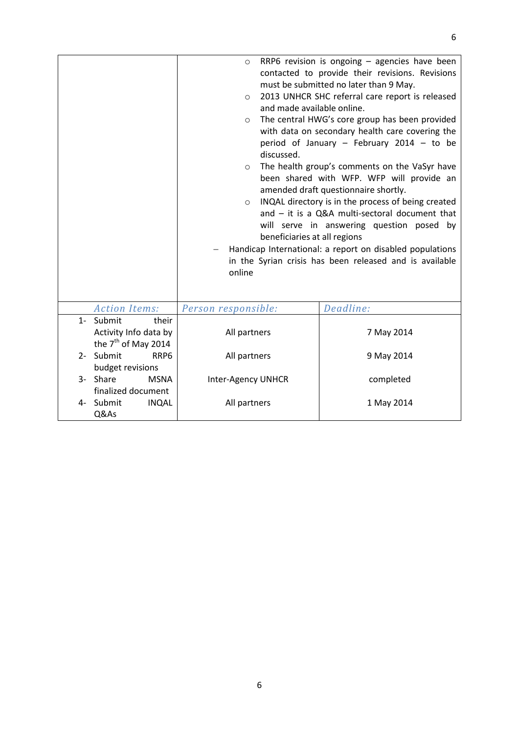| | |
|---|---|
| | - RRP6 revision is ongoing – agencies have been contacted to provide their revisions. Revisions must be submitted no later than 9 May.<br>- 2013 UNHCR SHC referral care report is released and made available online.<br>- The central HWG's core group has been provided with data on secondary health care covering the period of January – February 2014 – to be discussed.<br>- The health group's comments on the VaSyr have been shared with WFP. WFP will provide an amended draft questionnaire shortly.<br>- INQAL directory is in the process of being created and – it is a Q&A multi-sectoral document that will serve in answering question posed by beneficiaries at all regions<br><br>– Handicap International: a report on disabled populations in the Syrian crisis has been released and is available online |

| *Action Items:* | *Person responsible:* | *Deadline:* |
|---|---|---|
| 1- Submit their Activity Info data by the 7th of May 2014 | All partners | 7 May 2014 |
| 2- Submit RRP6 budget revisions | All partners | 9 May 2014 |
| 3- Share MSNA finalized document | Inter-Agency UNHCR | completed |
| 4- Submit INQAL Q&As | All partners | 1 May 2014 |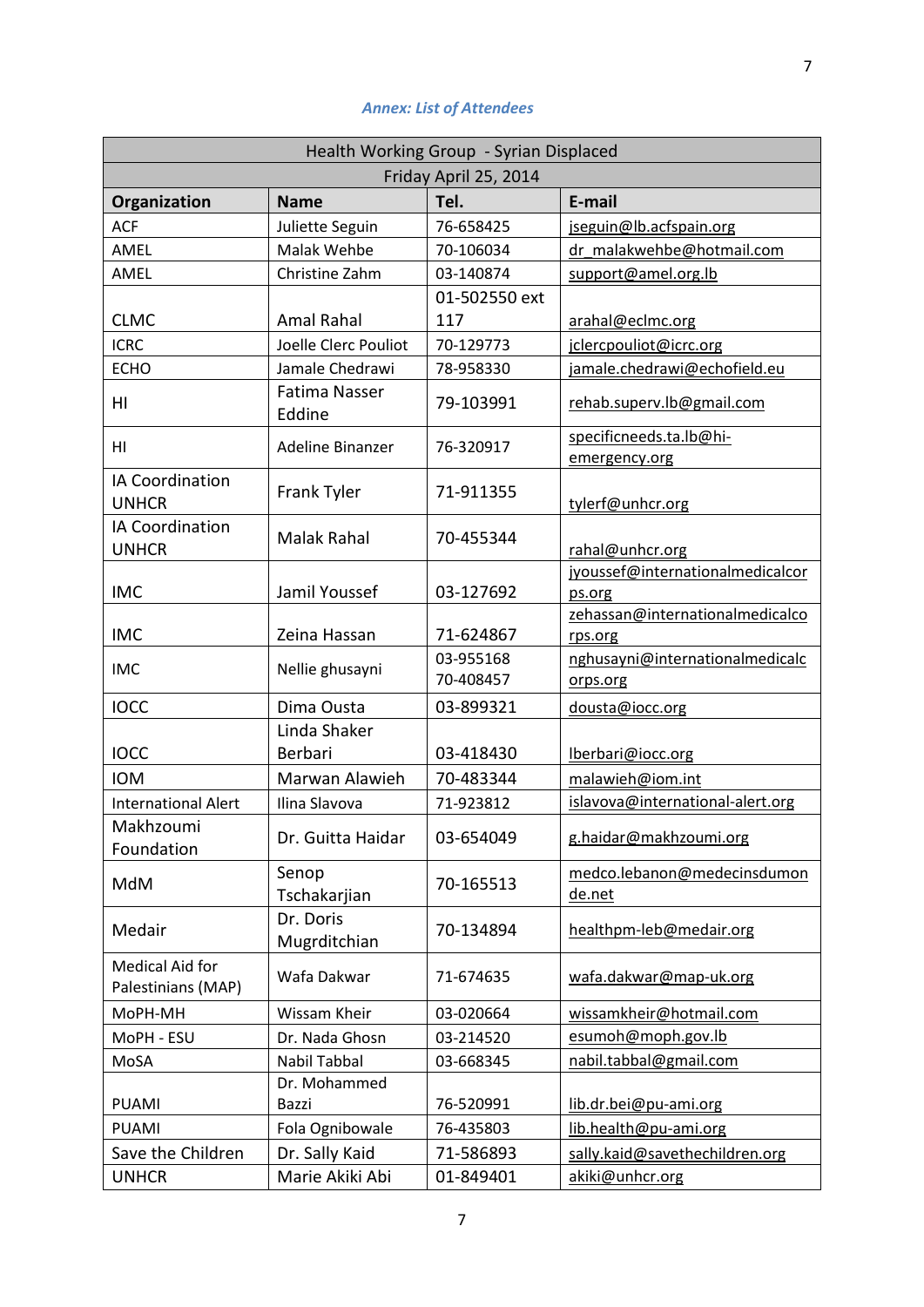*Annex: List of Attendees*

| Health Working Group - Syrian Displaced | | | |
|---|---|---|---|
| Friday April 25, 2014 | | | |
| **Organization** | **Name** | **Tel.** | **E-mail** |
| ACF | Juliette Seguin | 76-658425 | jseguin@lb.acfspain.org |
| AMEL | Malak Wehbe | 70-106034 | dr_malakwehbe@hotmail.com |
| AMEL | Christine Zahm | 03-140874 | support@amel.org.lb |
| CLMC | Amal Rahal | 01-502550 ext 117 | arahal@eclmc.org |
| ICRC | Joelle Clerc Pouliot | 70-129773 | jclercpouliot@icrc.org |
| ECHO | Jamale Chedrawi | 78-958330 | jamale.chedrawi@echofield.eu |
| HI | Fatima Nasser Eddine | 79-103991 | rehab.superv.lb@gmail.com |
| HI | Adeline Binanzer | 76-320917 | specificneeds.ta.lb@hi-emergency.org |
| IA Coordination UNHCR | Frank Tyler | 71-911355 | tylerf@unhcr.org |
| IA Coordination UNHCR | Malak Rahal | 70-455344 | rahal@unhcr.org |
| IMC | Jamil Youssef | 03-127692 | jyoussef@internationalmedicalcorps.org |
| IMC | Zeina Hassan | 71-624867 | zehassan@internationalmedicalcorps.org |
| IMC | Nellie ghusayni | 03-955168 70-408457 | nghusayni@internationalmedicalcorps.org |
| IOCC | Dima Ousta | 03-899321 | dousta@iocc.org |
| IOCC | Linda Shaker Berbari | 03-418430 | lberbari@iocc.org |
| IOM | Marwan Alawieh | 70-483344 | malawieh@iom.int |
| International Alert | Ilina Slavova | 71-923812 | islavova@international-alert.org |
| Makhzoumi Foundation | Dr. Guitta Haidar | 03-654049 | g.haidar@makhzoumi.org |
| MdM | Senop Tschakarjian | 70-165513 | medco.lebanon@medecinsdumonde.net |
| Medair | Dr. Doris Mugrditchian | 70-134894 | healthpm-leb@medair.org |
| Medical Aid for Palestinians (MAP) | Wafa Dakwar | 71-674635 | wafa.dakwar@map-uk.org |
| MoPH-MH | Wissam Kheir | 03-020664 | wissamkheir@hotmail.com |
| MoPH - ESU | Dr. Nada Ghosn | 03-214520 | esumoh@moph.gov.lb |
| MoSA | Nabil Tabbal | 03-668345 | nabil.tabbal@gmail.com |
| PUAMI | Dr. Mohammed Bazzi | 76-520991 | lib.dr.bei@pu-ami.org |
| PUAMI | Fola Ognibowale | 76-435803 | lib.health@pu-ami.org |
| Save the Children | Dr. Sally Kaid | 71-586893 | sally.kaid@savethechildren.org |
| UNHCR | Marie Akiki Abi | 01-849401 | akiki@unhcr.org |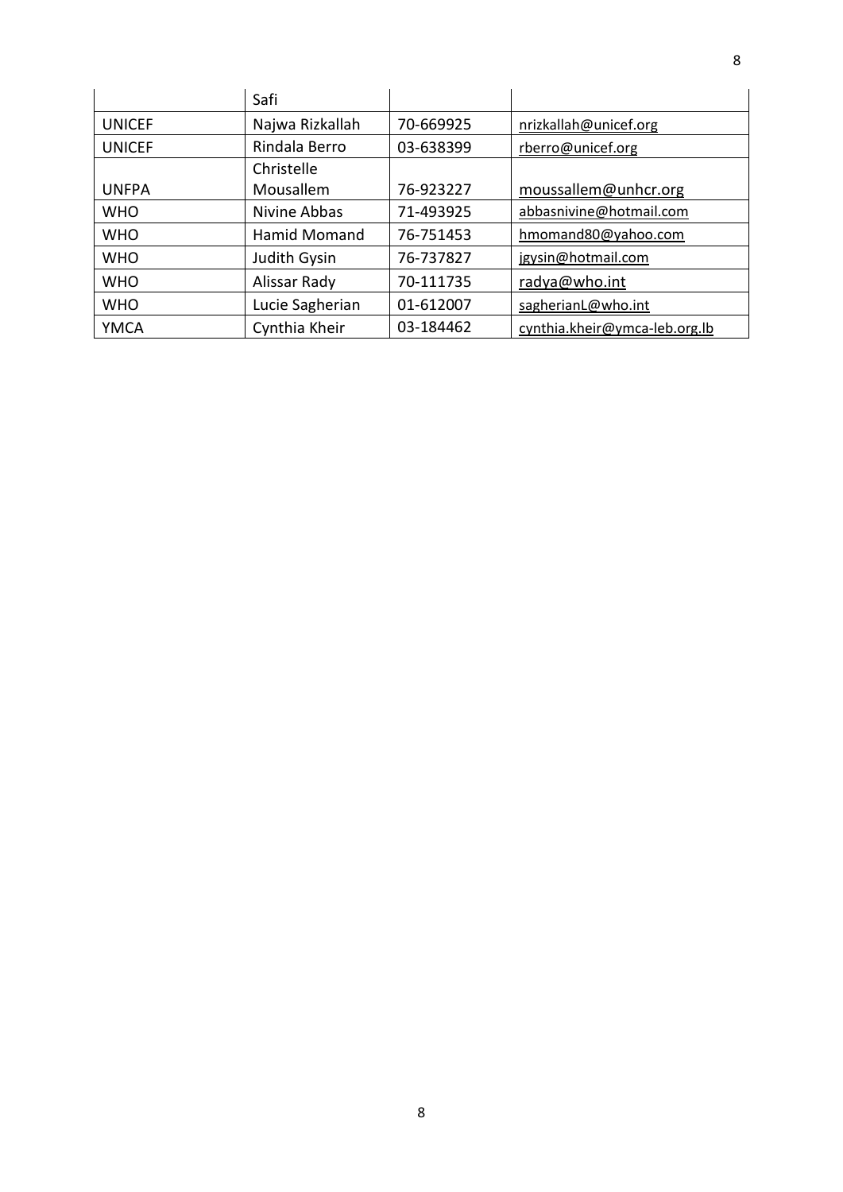| | | | |
|---|---|---|---|
| | Safi | | |
| UNICEF | Najwa Rizkallah | 70-669925 | nrizkallah@unicef.org |
| UNICEF | Rindala Berro | 03-638399 | rberro@unicef.org |
| UNFPA | Christelle Mousallem | 76-923227 | moussallem@unhcr.org |
| WHO | Nivine Abbas | 71-493925 | abbasnivine@hotmail.com |
| WHO | Hamid Momand | 76-751453 | hmomand80@yahoo.com |
| WHO | Judith Gysin | 76-737827 | jgysin@hotmail.com |
| WHO | Alissar Rady | 70-111735 | radya@who.int |
| WHO | Lucie Sagherian | 01-612007 | sagherianL@who.int |
| YMCA | Cynthia Kheir | 03-184462 | cynthia.kheir@ymca-leb.org.lb |